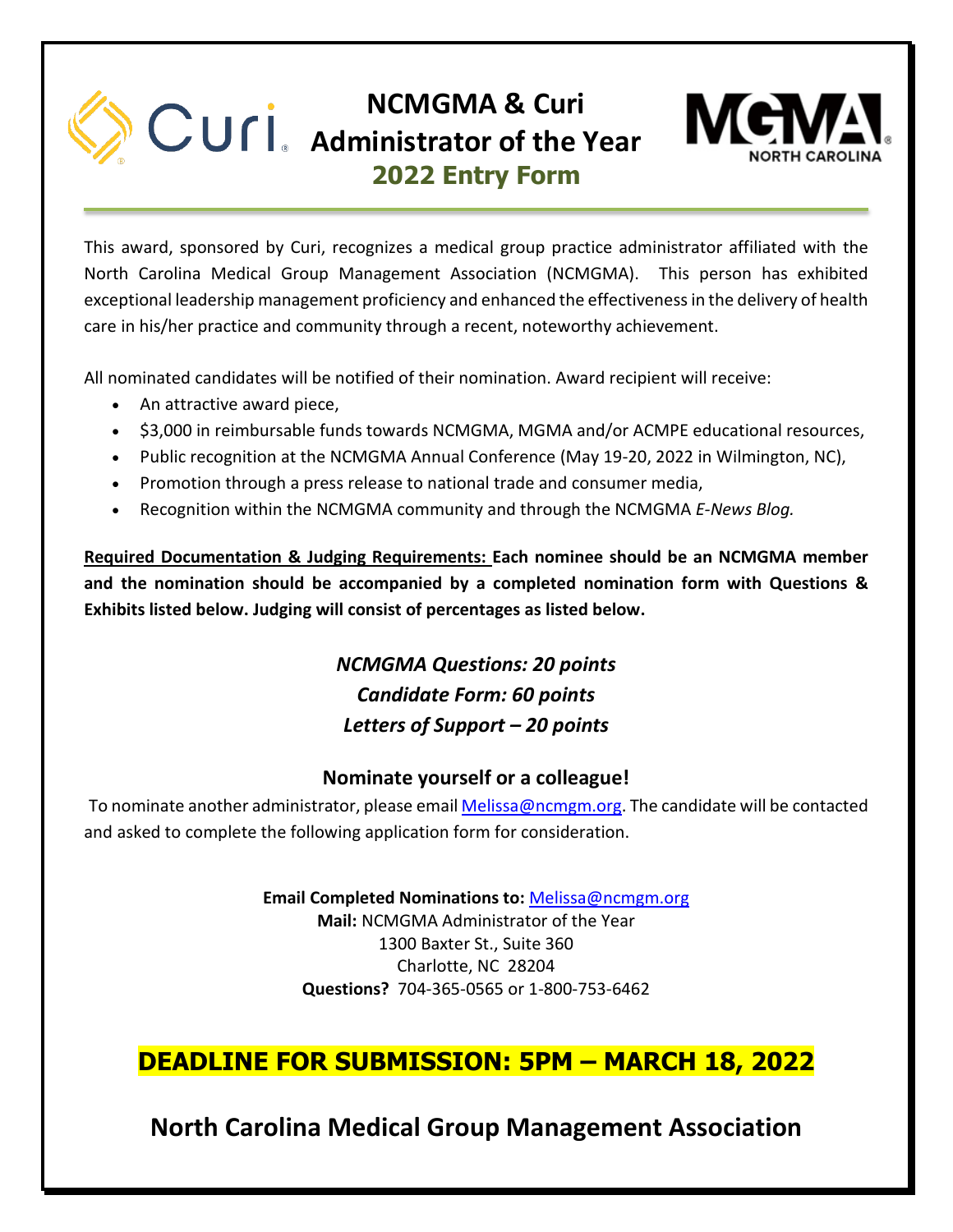# NCMGMA & Curi Administrator of the Year

## 2022 Entry Form

This award, sponsored by Curi, recognizes a medical group practice administrator affiliated with the North Carolina Medical Group Management Association (NCMGMA). This person has exhibited exceptional leadership management proficiency and enhanced the effectiveness in the delivery of health care in his/her practice and community through a recent, noteworthy achievement.

All nominated candidates will be notified of their nomination. Award recipient will receive:

- An attractive award piece,
- $3,000 in reimbursable funds towards NCMGMA, MGMA and/or ACMPE educational resources,
- Public recognition at the NCMGMA Annual Conference (May 19-20, 2022 in Wilmington, NC),
- Promotion through a press release to national trade and consumer media,
- Recognition within the NCMGMA community and through the NCMGMA *E-News Blog.*

**Required Documentation & Judging Requirements: Each nominee should be an NCMGMA member and the nomination should be accompanied by a completed nomination form with Questions & Exhibits listed below. Judging will consist of percentages as listed below.**

***NCMGMA Questions: 20 points***
***Candidate Form: 60 points***
***Letters of Support – 20 points***

### Nominate yourself or a colleague!

To nominate another administrator, please email Melissa@ncmgm.org. The candidate will be contacted and asked to complete the following application form for consideration.

**Email Completed Nominations to:** Melissa@ncmgm.org
**Mail:** NCMGMA Administrator of the Year
1300 Baxter St., Suite 360
Charlotte, NC 28204
**Questions?** 704-365-0565 or 1-800-753-6462

## DEADLINE FOR SUBMISSION: 5PM – MARCH 18, 2022

## North Carolina Medical Group Management Association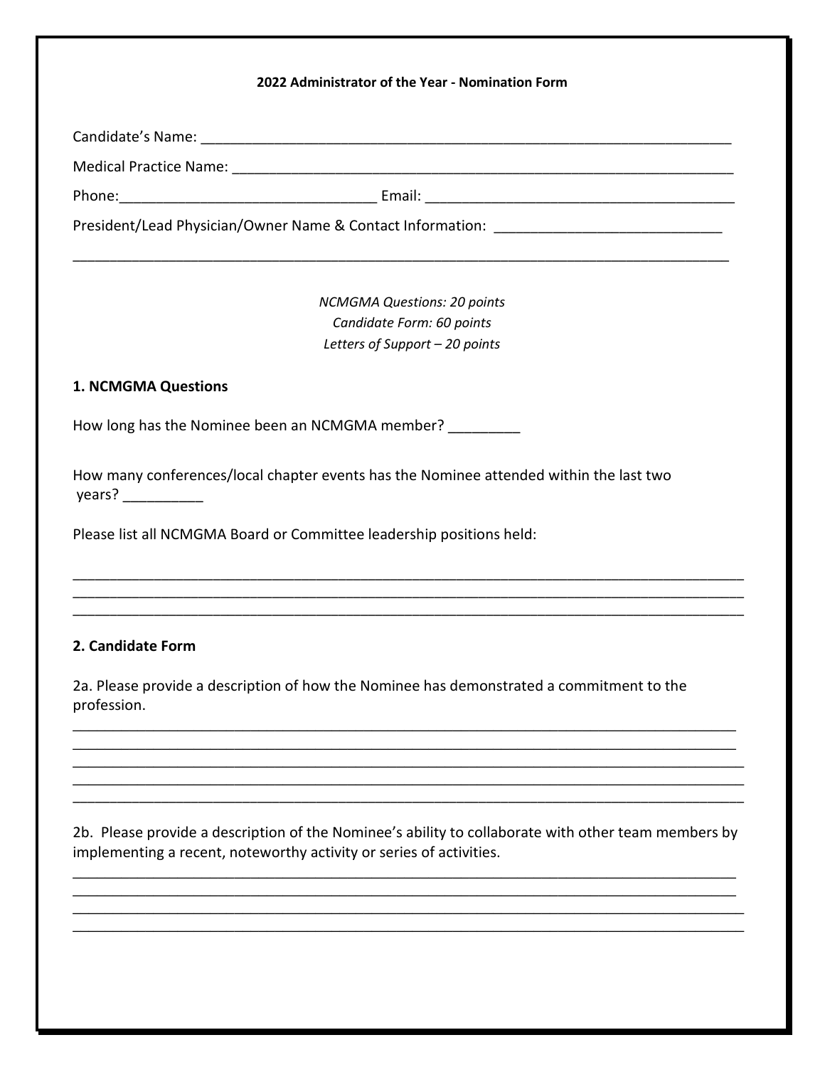**2022 Administrator of the Year - Nomination Form**

Candidate's Name: ______________________________________________________________________

Medical Practice Name: __________________________________________________________________

Phone:________________________________ Email: ______________________________________

President/Lead Physician/Owner Name & Contact Information: ____________________________

________________________________________________________________________________

*NCMGMA Questions: 20 points*
*Candidate Form: 60 points*
*Letters of Support – 20 points*

**1. NCMGMA Questions**

How long has the Nominee been an NCMGMA member? _________

How many conferences/local chapter events has the Nominee attended within the last two years? __________

Please list all NCMGMA Board or Committee leadership positions held:

________________________________________________________________________________
________________________________________________________________________________
________________________________________________________________________________

**2. Candidate Form**

2a. Please provide a description of how the Nominee has demonstrated a commitment to the profession.

________________________________________________________________________________
________________________________________________________________________________
________________________________________________________________________________
________________________________________________________________________________
________________________________________________________________________________

2b. Please provide a description of the Nominee's ability to collaborate with other team members by implementing a recent, noteworthy activity or series of activities.

________________________________________________________________________________
________________________________________________________________________________
________________________________________________________________________________
________________________________________________________________________________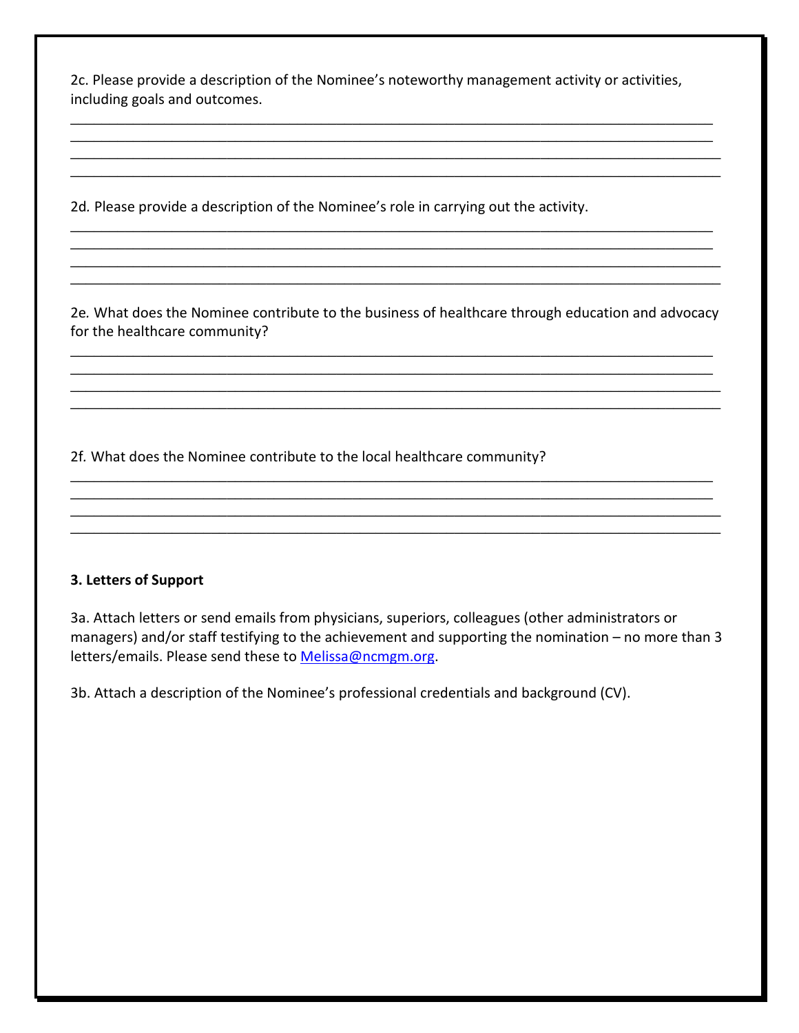2c. Please provide a description of the Nominee's noteworthy management activity or activities, including goals and outcomes.

_______________________________________________________________________________
_______________________________________________________________________________
_______________________________________________________________________________
_______________________________________________________________________________

2d. Please provide a description of the Nominee's role in carrying out the activity.

_______________________________________________________________________________
_______________________________________________________________________________
_______________________________________________________________________________
_______________________________________________________________________________

2e. What does the Nominee contribute to the business of healthcare through education and advocacy for the healthcare community?

_______________________________________________________________________________
_______________________________________________________________________________
_______________________________________________________________________________
_______________________________________________________________________________

2f. What does the Nominee contribute to the local healthcare community?

_______________________________________________________________________________
_______________________________________________________________________________
_______________________________________________________________________________
_______________________________________________________________________________

**3. Letters of Support**

3a. Attach letters or send emails from physicians, superiors, colleagues (other administrators or managers) and/or staff testifying to the achievement and supporting the nomination – no more than 3 letters/emails. Please send these to [Melissa@ncmgm.org](mailto:Melissa@ncmgm.org).

3b. Attach a description of the Nominee's professional credentials and background (CV).